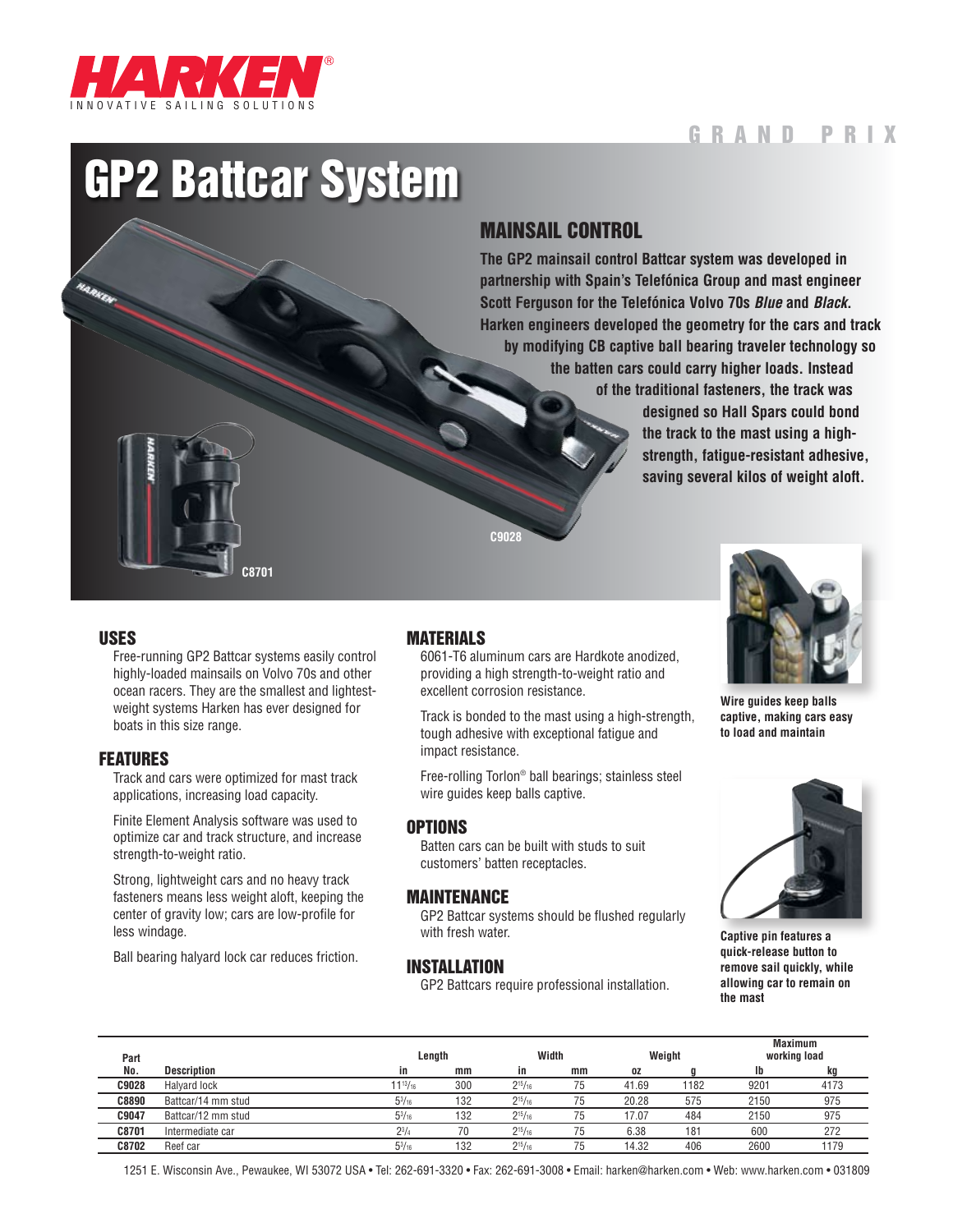HARKEN®
INNOVATIVE SAILING SOLUTIONS

GRAND PRIX

# GP2 Battcar System

## MAINSAIL CONTROL

**The GP2 mainsail control Battcar system was developed in partnership with Spain's Telefónica Group and mast engineer Scott Ferguson for the Telefónica Volvo 70s *Blue* and *Black*. Harken engineers developed the geometry for the cars and track by modifying CB captive ball bearing traveler technology so the batten cars could carry higher loads. Instead of the traditional fasteners, the track was designed so Hall Spars could bond the track to the mast using a high-strength, fatigue-resistant adhesive, saving several kilos of weight aloft.**

C8701

C9028

## USES

Free-running GP2 Battcar systems easily control highly-loaded mainsails on Volvo 70s and other ocean racers. They are the smallest and lightest-weight systems Harken has ever designed for boats in this size range.

## FEATURES

Track and cars were optimized for mast track applications, increasing load capacity.

Finite Element Analysis software was used to optimize car and track structure, and increase strength-to-weight ratio.

Strong, lightweight cars and no heavy track fasteners means less weight aloft, keeping the center of gravity low; cars are low-profile for less windage.

Ball bearing halyard lock car reduces friction.

## MATERIALS

6061-T6 aluminum cars are Hardkote anodized, providing a high strength-to-weight ratio and excellent corrosion resistance.

Track is bonded to the mast using a high-strength, tough adhesive with exceptional fatigue and impact resistance.

Free-rolling Torlon® ball bearings; stainless steel wire guides keep balls captive.

## OPTIONS

Batten cars can be built with studs to suit customers' batten receptacles.

## MAINTENANCE

GP2 Battcar systems should be flushed regularly with fresh water.

## INSTALLATION

GP2 Battcars require professional installation.

**Wire guides keep balls captive, making cars easy to load and maintain**

**Captive pin features a quick-release button to remove sail quickly, while allowing car to remain on the mast**

| Part No. | Description | Length | | Width | | Weight | | Maximum working load | |
|---|---|---|---|---|---|---|---|---|---|
| | | in | mm | in | mm | oz | g | lb | kg |
| **C9028** | Halyard lock | 11 13/16 | 300 | 2 15/16 | 75 | 41.69 | 1182 | 9201 | 4173 |
| **C8890** | Battcar/14 mm stud | 5 3/16 | 132 | 2 15/16 | 75 | 20.28 | 575 | 2150 | 975 |
| **C9047** | Battcar/12 mm stud | 5 3/16 | 132 | 2 15/16 | 75 | 17.07 | 484 | 2150 | 975 |
| **C8701** | Intermediate car | 2 3/4 | 70 | 2 15/16 | 75 | 6.38 | 181 | 600 | 272 |
| **C8702** | Reef car | 5 3/16 | 132 | 2 15/16 | 75 | 14.32 | 406 | 2600 | 1179 |

1251 E. Wisconsin Ave., Pewaukee, WI 53072 USA • Tel: 262-691-3320 • Fax: 262-691-3008 • Email: harken@harken.com • Web: www.harken.com • 031809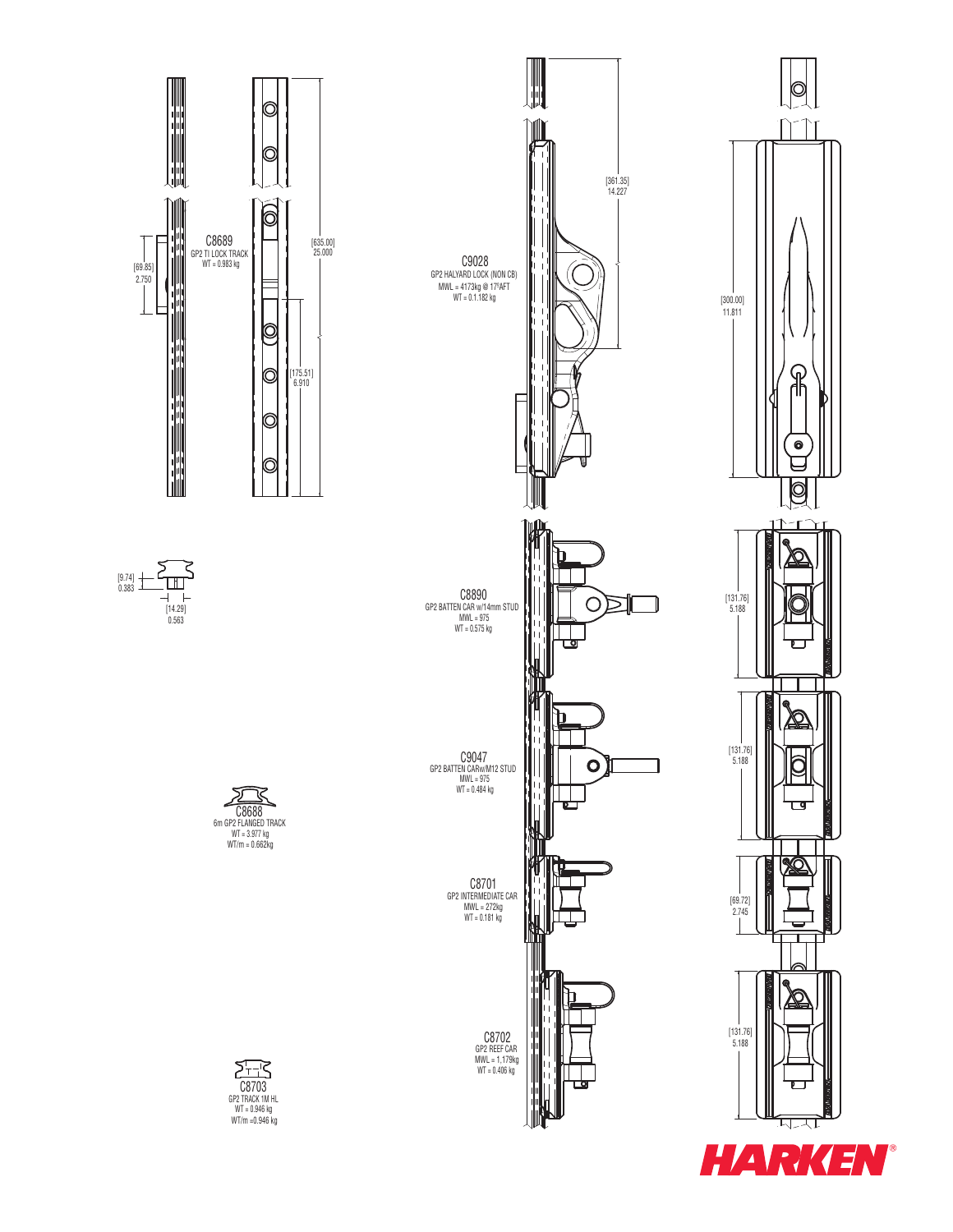C8689
GP2 TI LOCK TRACK
WT = 0.983 kg

[69.85]
2.750

[635.00]
25.000

[175.51]
6.910

[9.74]
0.383

[14.29]
0.563

C8688
6m GP2 FLANGED TRACK
WT = 3.977 kg
WT/m = 0.662kg

C8703
GP2 TRACK 1M HL
WT = 0.946 kg
WT/m =0.946 kg

C9028
GP2 HALYARD LOCK (NON CB)
MWL = 4173kg @ 17°AFT
WT = 0.1.182 kg

[361.35]
14.227

[300.00]
11.811

C8890
GP2 BATTEN CAR w/14mm STUD
MWL = 975
WT = 0.575 kg

[131.76]
5.188

C9047
GP2 BATTEN CARw/M12 STUD
MWL = 975
WT = 0.484 kg

[131.76]
5.188

C8701
GP2 INTERMEDIATE CAR
MWL = 272kg
WT = 0.181 kg

[69.72]
2.745

C8702
GP2 REEF CAR
MWL = 1,179kg
WT = 0.406 kg

[131.76]
5.188

HARKEN®